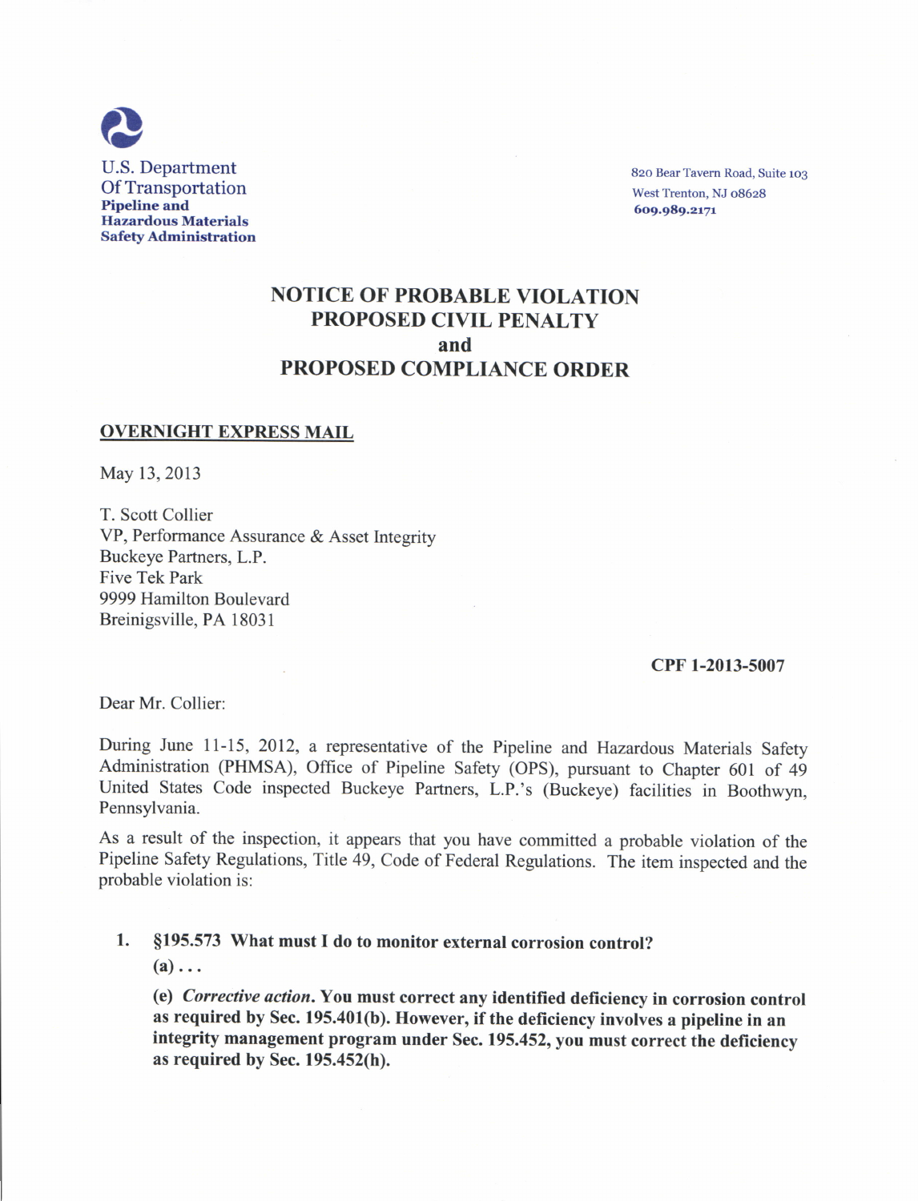U.S. Department
Of Transportation
**Pipeline and Hazardous Materials Safety Administration**

820 Bear Tavern Road, Suite 103
West Trenton, NJ 08628
**609.989.2171**

# NOTICE OF PROBABLE VIOLATION
# PROPOSED CIVIL PENALTY
# and
# PROPOSED COMPLIANCE ORDER

**OVERNIGHT EXPRESS MAIL**

May 13, 2013

T. Scott Collier
VP, Performance Assurance & Asset Integrity
Buckeye Partners, L.P.
Five Tek Park
9999 Hamilton Boulevard
Breinigsville, PA 18031

**CPF 1-2013-5007**

Dear Mr. Collier:

During June 11-15, 2012, a representative of the Pipeline and Hazardous Materials Safety Administration (PHMSA), Office of Pipeline Safety (OPS), pursuant to Chapter 601 of 49 United States Code inspected Buckeye Partners, L.P.'s (Buckeye) facilities in Boothwyn, Pennsylvania.

As a result of the inspection, it appears that you have committed a probable violation of the Pipeline Safety Regulations, Title 49, Code of Federal Regulations. The item inspected and the probable violation is:

1. **§195.573 What must I do to monitor external corrosion control?**

   **(a) . . .**

   **(e) *Corrective action*. You must correct any identified deficiency in corrosion control as required by Sec. 195.401(b). However, if the deficiency involves a pipeline in an integrity management program under Sec. 195.452, you must correct the deficiency as required by Sec. 195.452(h).**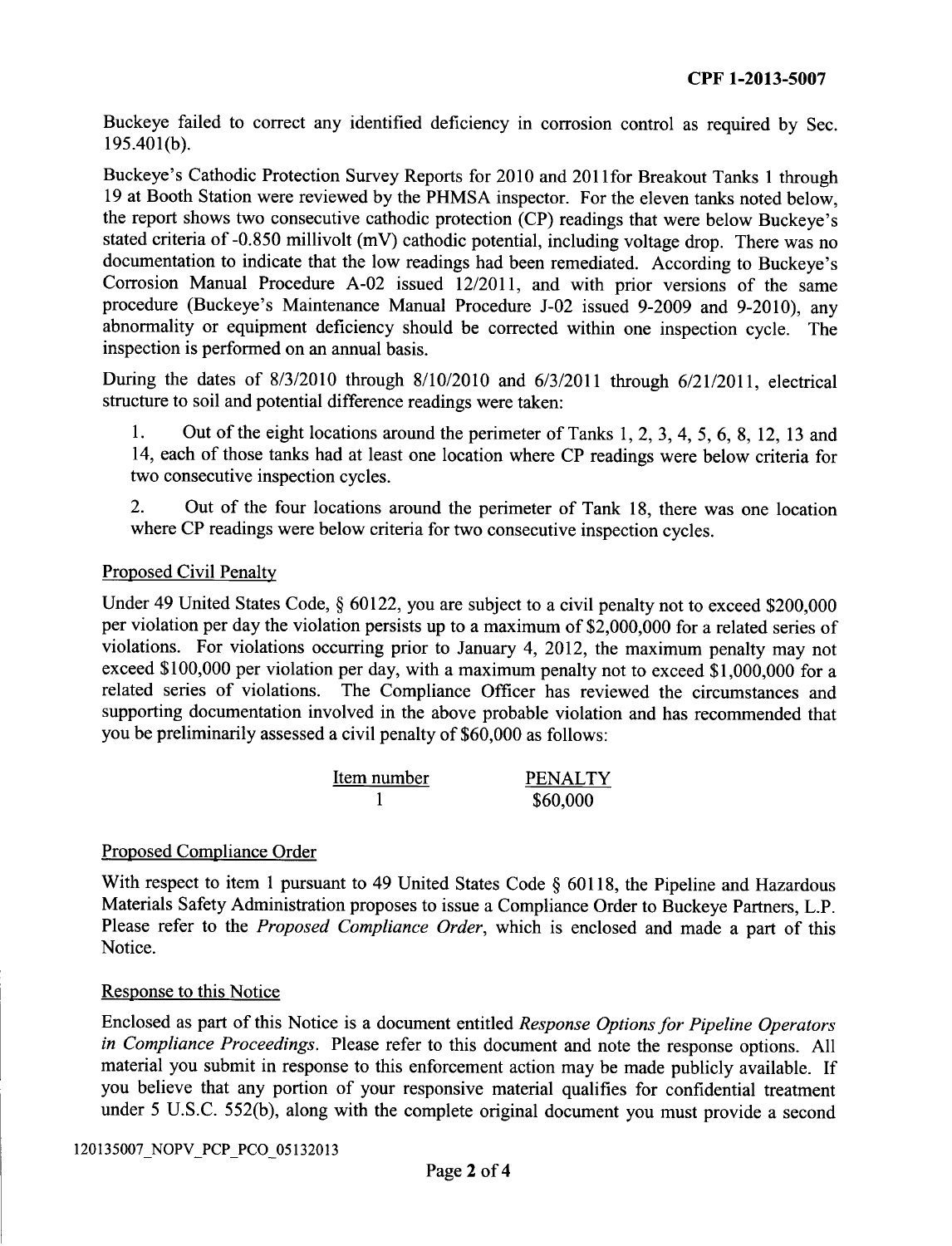Buckeye failed to correct any identified deficiency in corrosion control as required by Sec. 195.401(b).

Buckeye's Cathodic Protection Survey Reports for 2010 and 2011for Breakout Tanks 1 through 19 at Booth Station were reviewed by the PHMSA inspector. For the eleven tanks noted below, the report shows two consecutive cathodic protection (CP) readings that were below Buckeye's stated criteria of -0.850 millivolt (mV) cathodic potential, including voltage drop. There was no documentation to indicate that the low readings had been remediated. According to Buckeye's Corrosion Manual Procedure A-02 issued 12/2011, and with prior versions of the same procedure (Buckeye's Maintenance Manual Procedure J-02 issued 9-2009 and 9-2010), any abnormality or equipment deficiency should be corrected within one inspection cycle. The inspection is performed on an annual basis.

During the dates of 8/3/2010 through 8/10/2010 and 6/3/2011 through 6/21/2011, electrical structure to soil and potential difference readings were taken:

1. Out of the eight locations around the perimeter of Tanks 1, 2, 3, 4, 5, 6, 8, 12, 13 and 14, each of those tanks had at least one location where CP readings were below criteria for two consecutive inspection cycles.

2. Out of the four locations around the perimeter of Tank 18, there was one location where CP readings were below criteria for two consecutive inspection cycles.

## Proposed Civil Penalty

Under 49 United States Code, § 60122, you are subject to a civil penalty not to exceed $200,000 per violation per day the violation persists up to a maximum of $2,000,000 for a related series of violations. For violations occurring prior to January 4, 2012, the maximum penalty may not exceed $100,000 per violation per day, with a maximum penalty not to exceed $1,000,000 for a related series of violations. The Compliance Officer has reviewed the circumstances and supporting documentation involved in the above probable violation and has recommended that you be preliminarily assessed a civil penalty of $60,000 as follows:

| Item number | PENALTY |
|---|---|
| 1 | $60,000 |

## Proposed Compliance Order

With respect to item 1 pursuant to 49 United States Code § 60118, the Pipeline and Hazardous Materials Safety Administration proposes to issue a Compliance Order to Buckeye Partners, L.P. Please refer to the *Proposed Compliance Order*, which is enclosed and made a part of this Notice.

## Response to this Notice

Enclosed as part of this Notice is a document entitled *Response Options for Pipeline Operators in Compliance Proceedings*. Please refer to this document and note the response options. All material you submit in response to this enforcement action may be made publicly available. If you believe that any portion of your responsive material qualifies for confidential treatment under 5 U.S.C. 552(b), along with the complete original document you must provide a second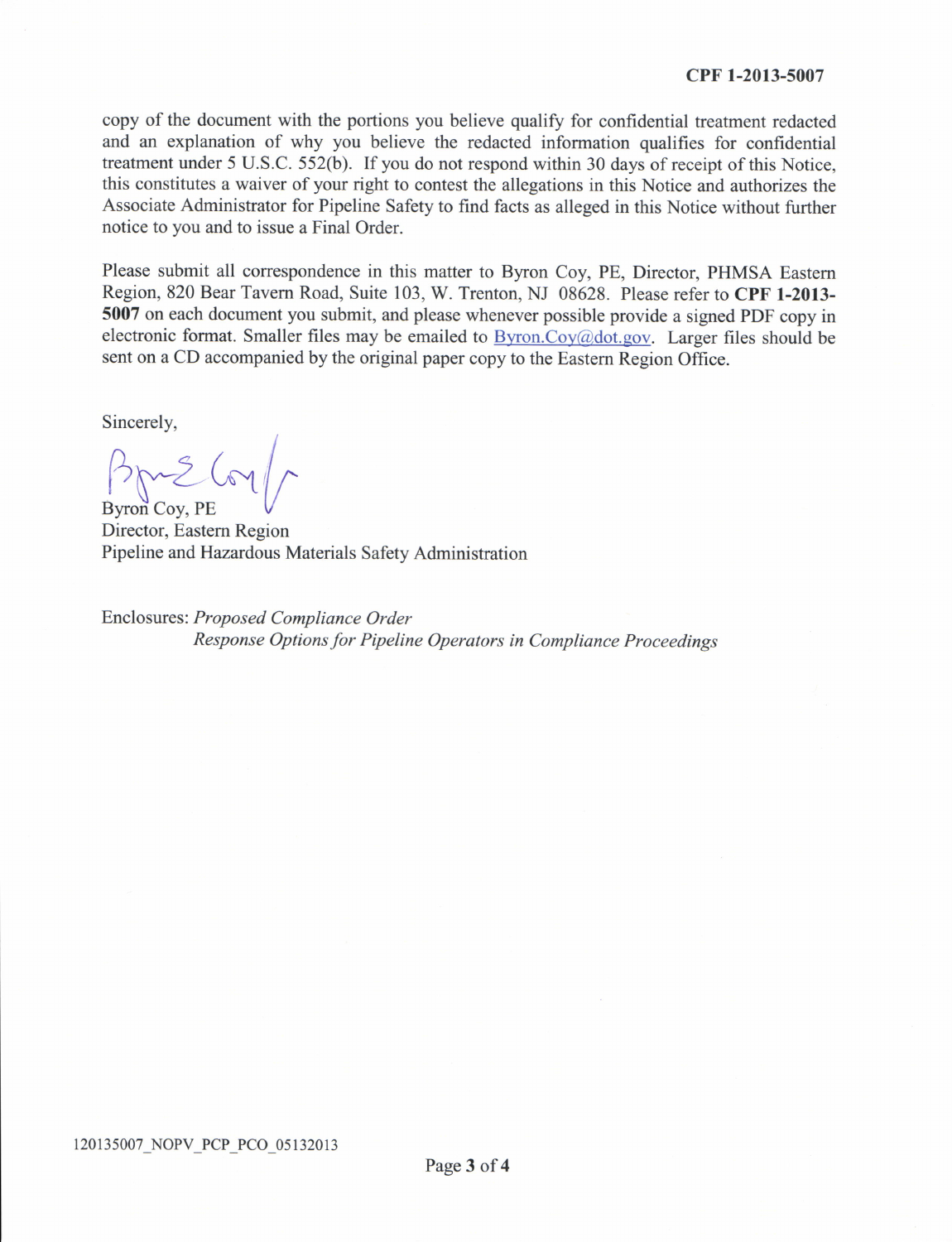copy of the document with the portions you believe qualify for confidential treatment redacted and an explanation of why you believe the redacted information qualifies for confidential treatment under 5 U.S.C. 552(b). If you do not respond within 30 days of receipt of this Notice, this constitutes a waiver of your right to contest the allegations in this Notice and authorizes the Associate Administrator for Pipeline Safety to find facts as alleged in this Notice without further notice to you and to issue a Final Order.

Please submit all correspondence in this matter to Byron Coy, PE, Director, PHMSA Eastern Region, 820 Bear Tavern Road, Suite 103, W. Trenton, NJ 08628. Please refer to **CPF 1-2013-5007** on each document you submit, and please whenever possible provide a signed PDF copy in electronic format. Smaller files may be emailed to Byron.Coy@dot.gov. Larger files should be sent on a CD accompanied by the original paper copy to the Eastern Region Office.

Sincerely,

Byron Coy, PE
Director, Eastern Region
Pipeline and Hazardous Materials Safety Administration

Enclosures: *Proposed Compliance Order*
*Response Options for Pipeline Operators in Compliance Proceedings*

120135007_NOPV_PCP_PCO_05132013